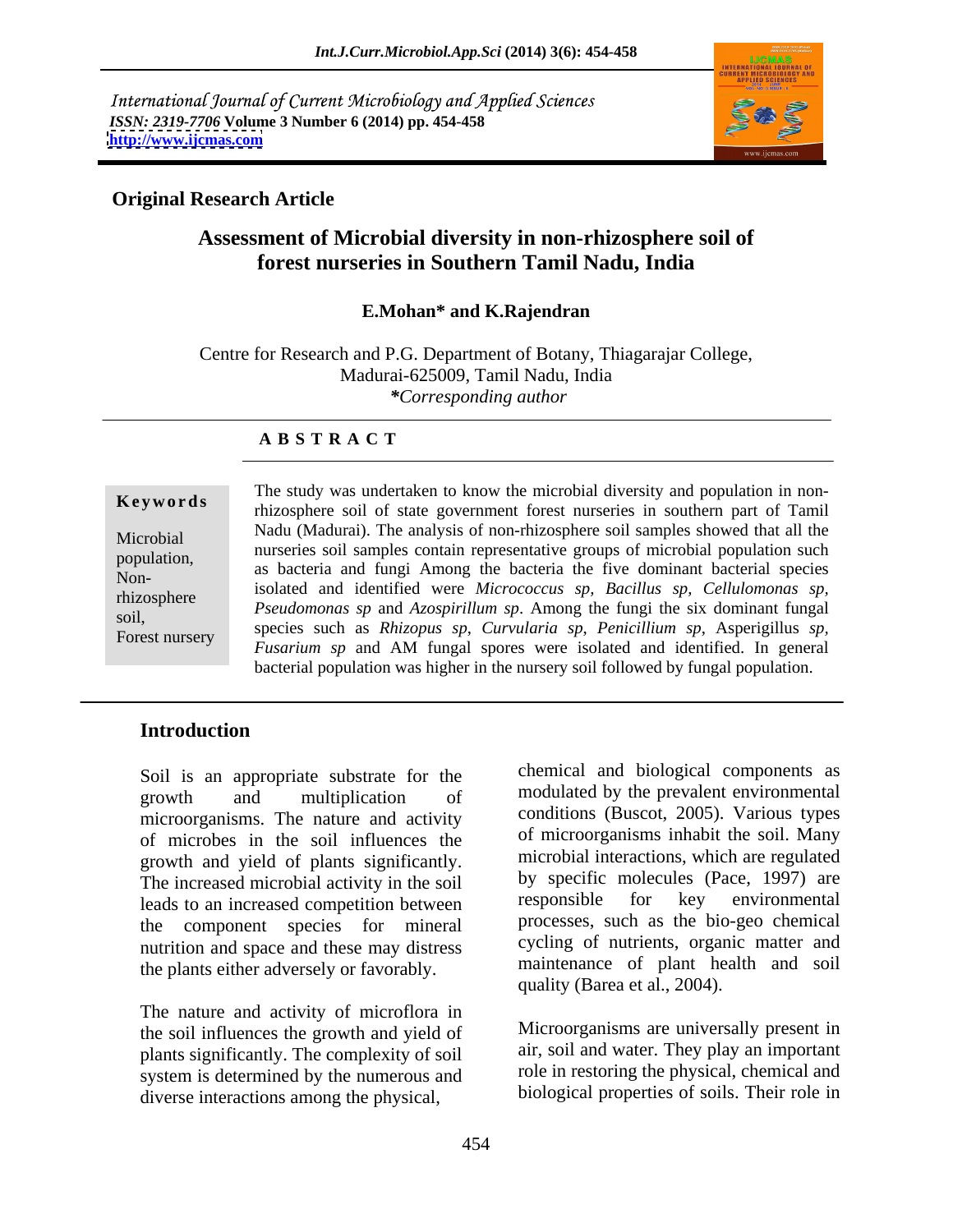International Journal of Current Microbiology and Applied Sciences
*ISSN: 2319-7706* **Volume 3 Number 6 (2014) pp. 454-458**
**http://www.ijcmas.com**

**Original Research Article**

# Assessment of Microbial diversity in non-rhizosphere soil of forest nurseries in Southern Tamil Nadu, India

**E.Mohan\* and K.Rajendran**

Centre for Research and P.G. Department of Botany, Thiagarajar College, Madurai-625009, Tamil Nadu, India
*\*Corresponding author*

**A B S T R A C T**

**Keywords**

Microbial population, Non-rhizosphere soil, Forest nursery

The study was undertaken to know the microbial diversity and population in non-rhizosphere soil of state government forest nurseries in southern part of Tamil Nadu (Madurai). The analysis of non-rhizosphere soil samples showed that all the nurseries soil samples contain representative groups of microbial population such as bacteria and fungi Among the bacteria the five dominant bacterial species isolated and identified were *Micrococcus sp*, *Bacillus sp*, *Cellulomonas sp*, *Pseudomonas sp* and *Azospirillum sp*. Among the fungi the six dominant fungal species such as *Rhizopus sp*, *Curvularia sp*, *Penicillium sp*, Asperigillus *sp*, *Fusarium sp* and AM fungal spores were isolated and identified. In general bacterial population was higher in the nursery soil followed by fungal population.

## Introduction

Soil is an appropriate substrate for the growth and multiplication of microorganisms. The nature and activity of microbes in the soil influences the growth and yield of plants significantly. The increased microbial activity in the soil leads to an increased competition between the component species for mineral nutrition and space and these may distress the plants either adversely or favorably.

The nature and activity of microflora in the soil influences the growth and yield of plants significantly. The complexity of soil system is determined by the numerous and diverse interactions among the physical, chemical and biological components as modulated by the prevalent environmental conditions (Buscot, 2005). Various types of microorganisms inhabit the soil. Many microbial interactions, which are regulated by specific molecules (Pace, 1997) are responsible for key environmental processes, such as the bio-geo chemical cycling of nutrients, organic matter and maintenance of plant health and soil quality (Barea et al., 2004).

Microorganisms are universally present in air, soil and water. They play an important role in restoring the physical, chemical and biological properties of soils. Their role in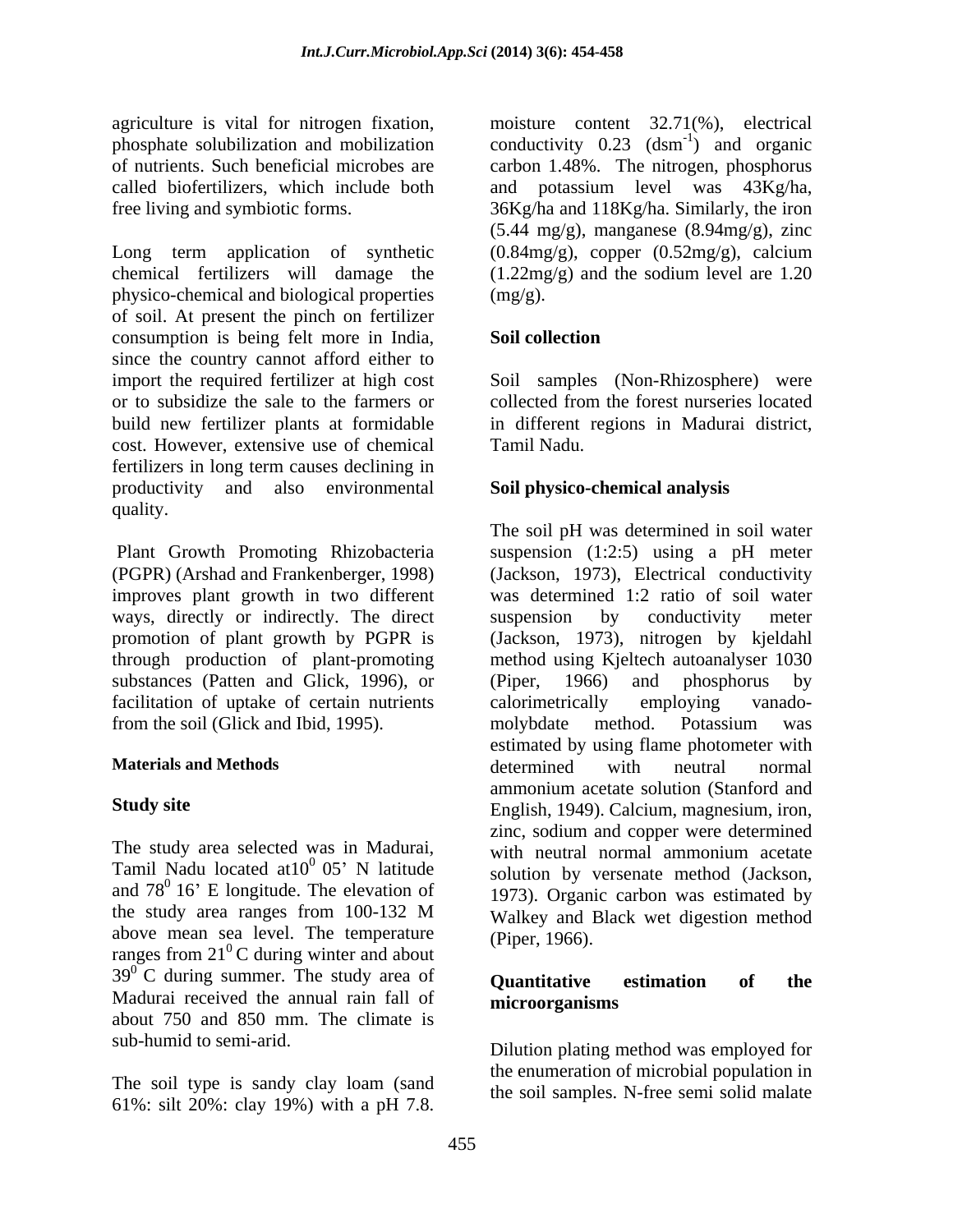agriculture is vital for nitrogen fixation, phosphate solubilization and mobilization of nutrients. Such beneficial microbes are called biofertilizers, which include both free living and symbiotic forms.

Long term application of synthetic chemical fertilizers will damage the physico-chemical and biological properties of soil. At present the pinch on fertilizer consumption is being felt more in India, since the country cannot afford either to import the required fertilizer at high cost or to subsidize the sale to the farmers or build new fertilizer plants at formidable cost. However, extensive use of chemical fertilizers in long term causes declining in productivity and also environmental quality.

Plant Growth Promoting Rhizobacteria (PGPR) (Arshad and Frankenberger, 1998) improves plant growth in two different ways, directly or indirectly. The direct promotion of plant growth by PGPR is through production of plant-promoting substances (Patten and Glick, 1996), or facilitation of uptake of certain nutrients from the soil (Glick and Ibid, 1995).

## Materials and Methods

### Study site

The study area selected was in Madurai, Tamil Nadu located at$10^0$ 05' N latitude and $78^0$ 16' E longitude. The elevation of the study area ranges from 100-132 M above mean sea level. The temperature ranges from $21^0$ C during winter and about $39^0$ C during summer. The study area of Madurai received the annual rain fall of about 750 and 850 mm. The climate is sub-humid to semi-arid.

The soil type is sandy clay loam (sand 61%: silt 20%: clay 19%) with a pH 7.8. moisture content 32.71(%), electrical conductivity 0.23 ($dsm^{-1}$) and organic carbon 1.48%. The nitrogen, phosphorus and potassium level was 43Kg/ha, 36Kg/ha and 118Kg/ha. Similarly, the iron (5.44 mg/g), manganese (8.94mg/g), zinc (0.84mg/g), copper (0.52mg/g), calcium (1.22mg/g) and the sodium level are 1.20 (mg/g).

### Soil collection

Soil samples (Non-Rhizosphere) were collected from the forest nurseries located in different regions in Madurai district, Tamil Nadu.

### Soil physico-chemical analysis

The soil pH was determined in soil water suspension (1:2:5) using a pH meter (Jackson, 1973), Electrical conductivity was determined 1:2 ratio of soil water suspension by conductivity meter (Jackson, 1973), nitrogen by kjeldahl method using Kjeltech autoanalyser 1030 (Piper, 1966) and phosphorus by calorimetrically employing vanado-molybdate method. Potassium was estimated by using flame photometer with determined with neutral normal ammonium acetate solution (Stanford and English, 1949). Calcium, magnesium, iron, zinc, sodium and copper were determined with neutral normal ammonium acetate solution by versenate method (Jackson, 1973). Organic carbon was estimated by Walkey and Black wet digestion method (Piper, 1966).

### Quantitative estimation of the microorganisms

Dilution plating method was employed for the enumeration of microbial population in the soil samples. N-free semi solid malate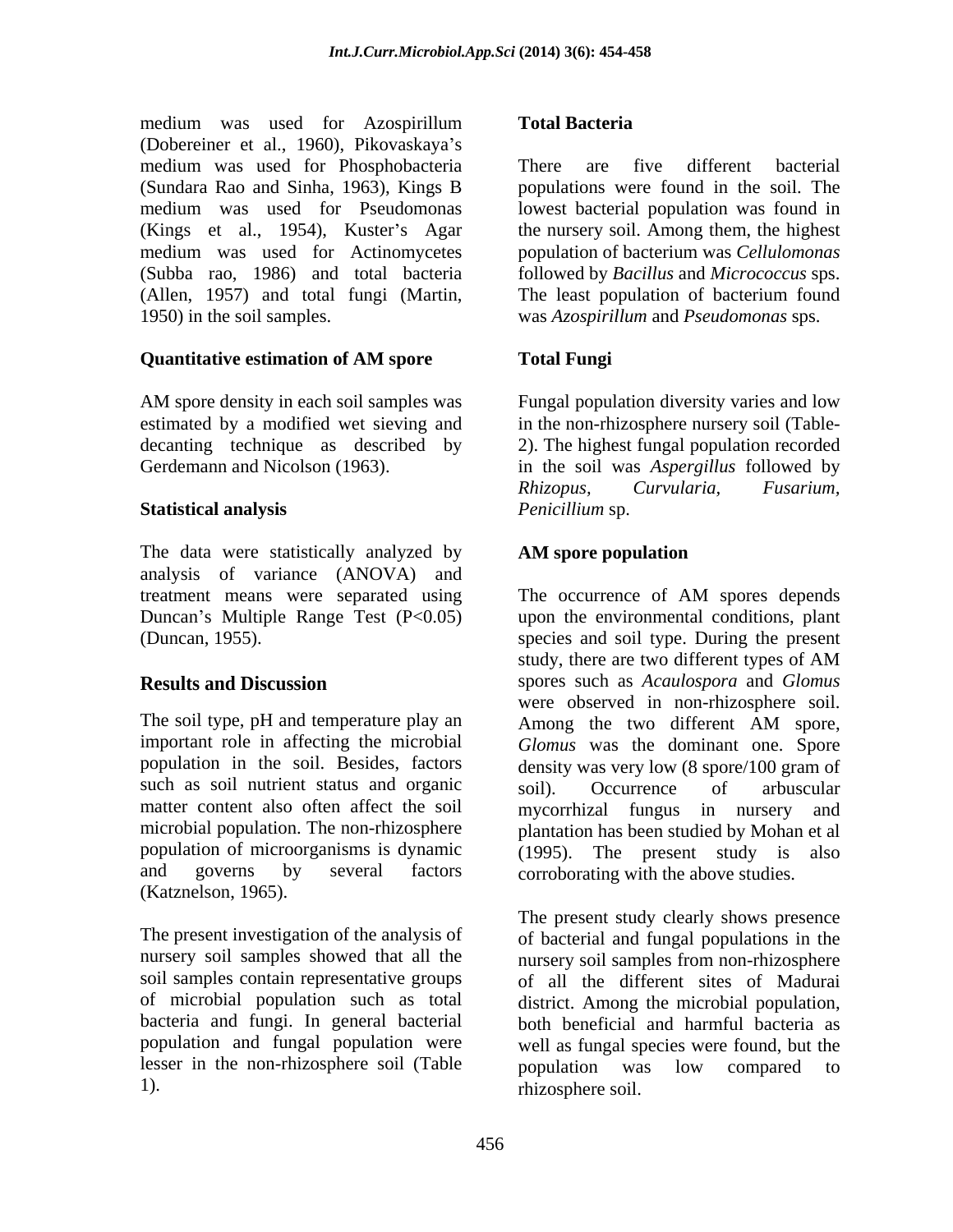medium was used for Azospirillum (Dobereiner et al., 1960), Pikovaskaya's medium was used for Phosphobacteria (Sundara Rao and Sinha, 1963), Kings B medium was used for Pseudomonas (Kings et al., 1954), Kuster's Agar medium was used for Actinomycetes (Subba rao, 1986) and total bacteria (Allen, 1957) and total fungi (Martin, 1950) in the soil samples.

**Quantitative estimation of AM spore**

AM spore density in each soil samples was estimated by a modified wet sieving and decanting technique as described by Gerdemann and Nicolson (1963).

**Statistical analysis**

The data were statistically analyzed by analysis of variance (ANOVA) and treatment means were separated using Duncan's Multiple Range Test ($P<0.05$) (Duncan, 1955).

## Results and Discussion

The soil type, pH and temperature play an important role in affecting the microbial population in the soil. Besides, factors such as soil nutrient status and organic matter content also often affect the soil microbial population. The non-rhizosphere population of microorganisms is dynamic and governs by several factors (Katznelson, 1965).

The present investigation of the analysis of nursery soil samples showed that all the soil samples contain representative groups of microbial population such as total bacteria and fungi. In general bacterial population and fungal population were lesser in the non-rhizosphere soil (Table 1).

**Total Bacteria**

There are five different bacterial populations were found in the soil. The lowest bacterial population was found in the nursery soil. Among them, the highest population of bacterium was *Cellulomonas* followed by *Bacillus* and *Micrococcus* sps. The least population of bacterium found was *Azospirillum* and *Pseudomonas* sps.

**Total Fungi**

Fungal population diversity varies and low in the non-rhizosphere nursery soil (Table-2). The highest fungal population recorded in the soil was *Aspergillus* followed by *Rhizopus, Curvularia, Fusarium, Penicillium* sp.

**AM spore population**

The occurrence of AM spores depends upon the environmental conditions, plant species and soil type. During the present study, there are two different types of AM spores such as *Acaulospora* and *Glomus* were observed in non-rhizosphere soil. Among the two different AM spore, *Glomus* was the dominant one. Spore density was very low (8 spore/100 gram of soil). Occurrence of arbuscular mycorrhizal fungus in nursery and plantation has been studied by Mohan et al (1995). The present study is also corroborating with the above studies.

The present study clearly shows presence of bacterial and fungal populations in the nursery soil samples from non-rhizosphere of all the different sites of Madurai district. Among the microbial population, both beneficial and harmful bacteria as well as fungal species were found, but the population was low compared to rhizosphere soil.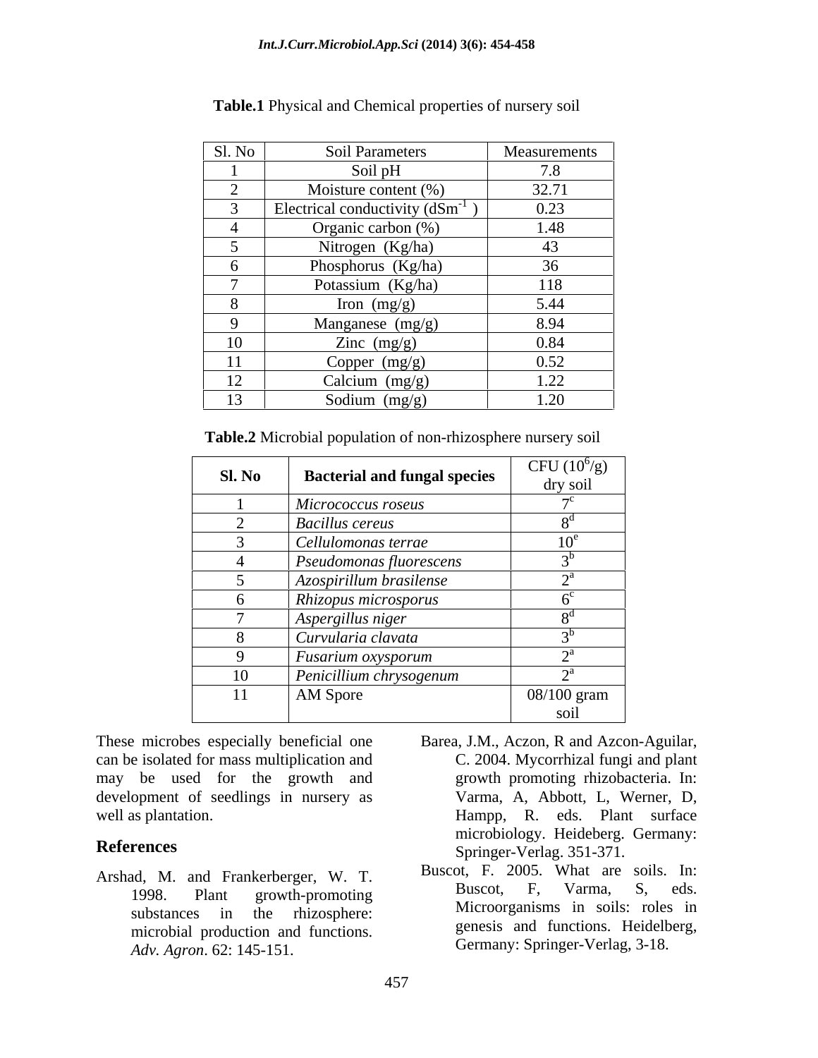**Table.1** Physical and Chemical properties of nursery soil

| Sl. No | Soil Parameters | Measurements |
|---|---|---|
| 1 | Soil pH | 7.8 |
| 2 | Moisture content (%) | 32.71 |
| 3 | Electrical conductivity ($dSm^{-1}$ ) | 0.23 |
| 4 | Organic carbon (%) | 1.48 |
| 5 | Nitrogen (Kg/ha) | 43 |
| 6 | Phosphorus (Kg/ha) | 36 |
| 7 | Potassium (Kg/ha) | 118 |
| 8 | Iron (mg/g) | 5.44 |
| 9 | Manganese (mg/g) | 8.94 |
| 10 | Zinc (mg/g) | 0.84 |
| 11 | Copper (mg/g) | 0.52 |
| 12 | Calcium (mg/g) | 1.22 |
| 13 | Sodium (mg/g) | 1.20 |

**Table.2** Microbial population of non-rhizosphere nursery soil

| **Sl. No** | **Bacterial and fungal species** | CFU ($10^6$/g) dry soil |
|---|---|---|
| 1 | *Micrococcus roseus* | $7^c$ |
| 2 | *Bacillus cereus* | $8^d$ |
| 3 | *Cellulomonas terrae* | $10^e$ |
| 4 | *Pseudomonas fluorescens* | $3^b$ |
| 5 | *Azospirillum brasilense* | $2^a$ |
| 6 | *Rhizopus microsporus* | $6^c$ |
| 7 | *Aspergillus niger* | $8^d$ |
| 8 | *Curvularia clavata* | $3^b$ |
| 9 | *Fusarium oxysporum* | $2^a$ |
| 10 | *Penicillium chrysogenum* | $2^a$ |
| 11 | AM Spore | 08/100 gram soil |

These microbes especially beneficial one can be isolated for mass multiplication and may be used for the growth and development of seedlings in nursery as well as plantation.

## References

Arshad, M. and Frankerberger, W. T. 1998. Plant growth-promoting substances in the rhizosphere: microbial production and functions. *Adv. Agron*. 62: 145-151.

Barea, J.M., Aczon, R and Azcon-Aguilar, C. 2004. Mycorrhizal fungi and plant growth promoting rhizobacteria. In: Varma, A, Abbott, L, Werner, D, Hampp, R. eds. Plant surface microbiology. Heideberg. Germany: Springer-Verlag. 351-371.

Buscot, F. 2005. What are soils. In: Buscot, F, Varma, S, eds. Microorganisms in soils: roles in genesis and functions. Heidelberg, Germany: Springer-Verlag, 3-18.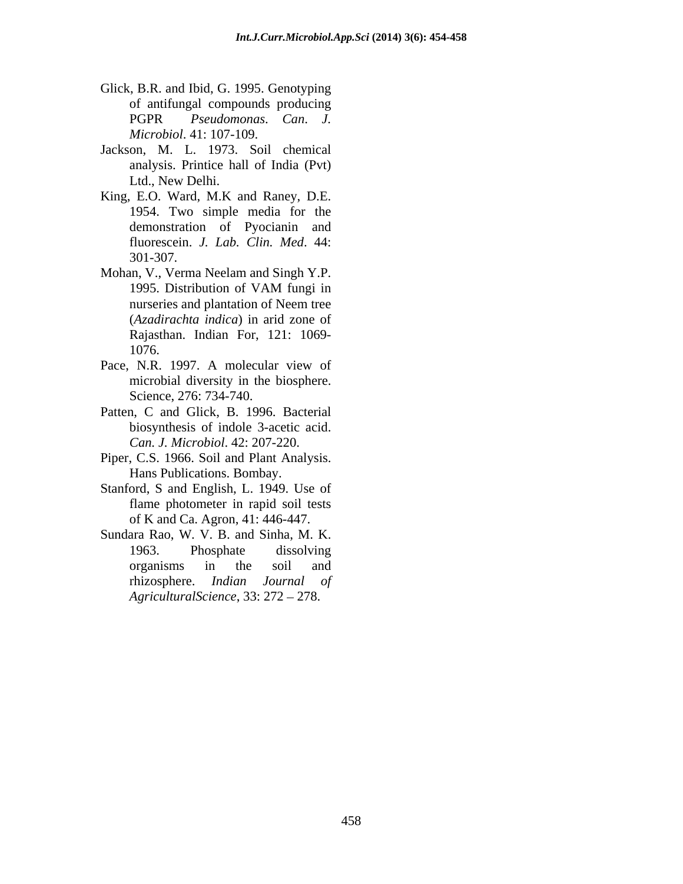Glick, B.R. and Ibid, G. 1995. Genotyping of antifungal compounds producing PGPR *Pseudomonas*. *Can. J. Microbiol*. 41: 107-109.

Jackson, M. L. 1973. Soil chemical analysis. Printice hall of India (Pvt) Ltd., New Delhi.

King, E.O. Ward, M.K and Raney, D.E. 1954. Two simple media for the demonstration of Pyocianin and fluorescein. *J. Lab. Clin. Med*. 44: 301-307.

Mohan, V., Verma Neelam and Singh Y.P. 1995. Distribution of VAM fungi in nurseries and plantation of Neem tree (*Azadirachta indica*) in arid zone of Rajasthan. Indian For, 121: 1069-1076.

Pace, N.R. 1997. A molecular view of microbial diversity in the biosphere. Science, 276: 734-740.

Patten, C and Glick, B. 1996. Bacterial biosynthesis of indole 3-acetic acid. *Can. J. Microbiol*. 42: 207-220.

Piper, C.S. 1966. Soil and Plant Analysis. Hans Publications. Bombay.

Stanford, S and English, L. 1949. Use of flame photometer in rapid soil tests of K and Ca. Agron, 41: 446-447.

Sundara Rao, W. V. B. and Sinha, M. K. 1963. Phosphate dissolving organisms in the soil and rhizosphere. *Indian Journal of AgriculturalScience*, 33: 272 – 278.